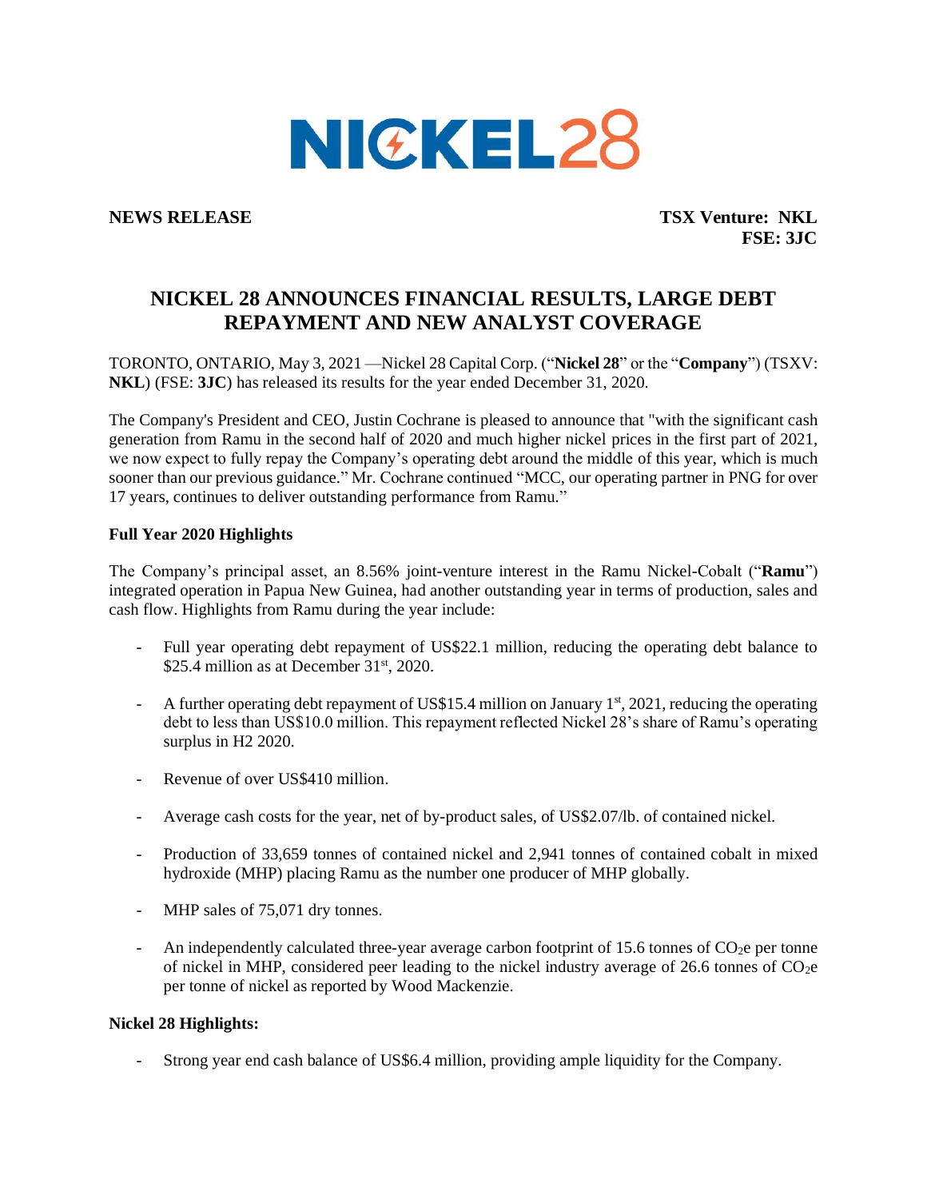NICKEL28

**NEWS RELEASE** **TSX Venture: NKL**
**FSE: 3JC**

# NICKEL 28 ANNOUNCES FINANCIAL RESULTS, LARGE DEBT REPAYMENT AND NEW ANALYST COVERAGE

TORONTO, ONTARIO, May 3, 2021 —Nickel 28 Capital Corp. ("**Nickel 28**" or the "**Company**") (TSXV: **NKL**) (FSE: **3JC**) has released its results for the year ended December 31, 2020.

The Company's President and CEO, Justin Cochrane is pleased to announce that "with the significant cash generation from Ramu in the second half of 2020 and much higher nickel prices in the first part of 2021, we now expect to fully repay the Company's operating debt around the middle of this year, which is much sooner than our previous guidance." Mr. Cochrane continued "MCC, our operating partner in PNG for over 17 years, continues to deliver outstanding performance from Ramu."

**Full Year 2020 Highlights**

The Company's principal asset, an 8.56% joint-venture interest in the Ramu Nickel-Cobalt ("**Ramu**") integrated operation in Papua New Guinea, had another outstanding year in terms of production, sales and cash flow. Highlights from Ramu during the year include:

- Full year operating debt repayment of US$22.1 million, reducing the operating debt balance to $25.4 million as at December 31st, 2020.
- A further operating debt repayment of US$15.4 million on January 1st, 2021, reducing the operating debt to less than US$10.0 million. This repayment reflected Nickel 28's share of Ramu's operating surplus in H2 2020.
- Revenue of over US$410 million.
- Average cash costs for the year, net of by-product sales, of US$2.07/lb. of contained nickel.
- Production of 33,659 tonnes of contained nickel and 2,941 tonnes of contained cobalt in mixed hydroxide (MHP) placing Ramu as the number one producer of MHP globally.
- MHP sales of 75,071 dry tonnes.
- An independently calculated three-year average carbon footprint of 15.6 tonnes of $CO_2e$ per tonne of nickel in MHP, considered peer leading to the nickel industry average of 26.6 tonnes of $CO_2e$ per tonne of nickel as reported by Wood Mackenzie.

**Nickel 28 Highlights:**

- Strong year end cash balance of US$6.4 million, providing ample liquidity for the Company.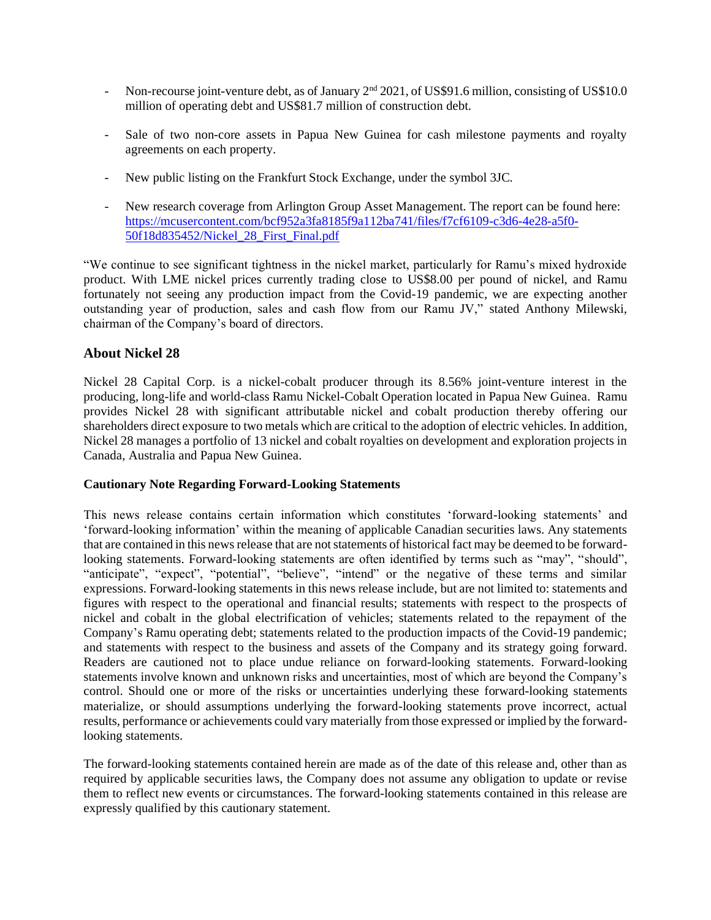- Non-recourse joint-venture debt, as of January 2nd 2021, of US$91.6 million, consisting of US$10.0 million of operating debt and US$81.7 million of construction debt.

- Sale of two non-core assets in Papua New Guinea for cash milestone payments and royalty agreements on each property.

- New public listing on the Frankfurt Stock Exchange, under the symbol 3JC.

- New research coverage from Arlington Group Asset Management. The report can be found here: [https://mcusercontent.com/bcf952a3fa8185f9a112ba741/files/f7cf6109-c3d6-4e28-a5f0-50f18d835452/Nickel_28_First_Final.pdf](https://mcusercontent.com/bcf952a3fa8185f9a112ba741/files/f7cf6109-c3d6-4e28-a5f0-50f18d835452/Nickel_28_First_Final.pdf)

"We continue to see significant tightness in the nickel market, particularly for Ramu's mixed hydroxide product. With LME nickel prices currently trading close to US$8.00 per pound of nickel, and Ramu fortunately not seeing any production impact from the Covid-19 pandemic, we are expecting another outstanding year of production, sales and cash flow from our Ramu JV," stated Anthony Milewski, chairman of the Company's board of directors.

## About Nickel 28

Nickel 28 Capital Corp. is a nickel-cobalt producer through its 8.56% joint-venture interest in the producing, long-life and world-class Ramu Nickel-Cobalt Operation located in Papua New Guinea. Ramu provides Nickel 28 with significant attributable nickel and cobalt production thereby offering our shareholders direct exposure to two metals which are critical to the adoption of electric vehicles. In addition, Nickel 28 manages a portfolio of 13 nickel and cobalt royalties on development and exploration projects in Canada, Australia and Papua New Guinea.

**Cautionary Note Regarding Forward-Looking Statements**

This news release contains certain information which constitutes 'forward-looking statements' and 'forward-looking information' within the meaning of applicable Canadian securities laws. Any statements that are contained in this news release that are not statements of historical fact may be deemed to be forward-looking statements. Forward-looking statements are often identified by terms such as "may", "should", "anticipate", "expect", "potential", "believe", "intend" or the negative of these terms and similar expressions. Forward-looking statements in this news release include, but are not limited to: statements and figures with respect to the operational and financial results; statements with respect to the prospects of nickel and cobalt in the global electrification of vehicles; statements related to the repayment of the Company's Ramu operating debt; statements related to the production impacts of the Covid-19 pandemic; and statements with respect to the business and assets of the Company and its strategy going forward. Readers are cautioned not to place undue reliance on forward-looking statements. Forward-looking statements involve known and unknown risks and uncertainties, most of which are beyond the Company's control. Should one or more of the risks or uncertainties underlying these forward-looking statements materialize, or should assumptions underlying the forward-looking statements prove incorrect, actual results, performance or achievements could vary materially from those expressed or implied by the forward-looking statements.

The forward-looking statements contained herein are made as of the date of this release and, other than as required by applicable securities laws, the Company does not assume any obligation to update or revise them to reflect new events or circumstances. The forward-looking statements contained in this release are expressly qualified by this cautionary statement.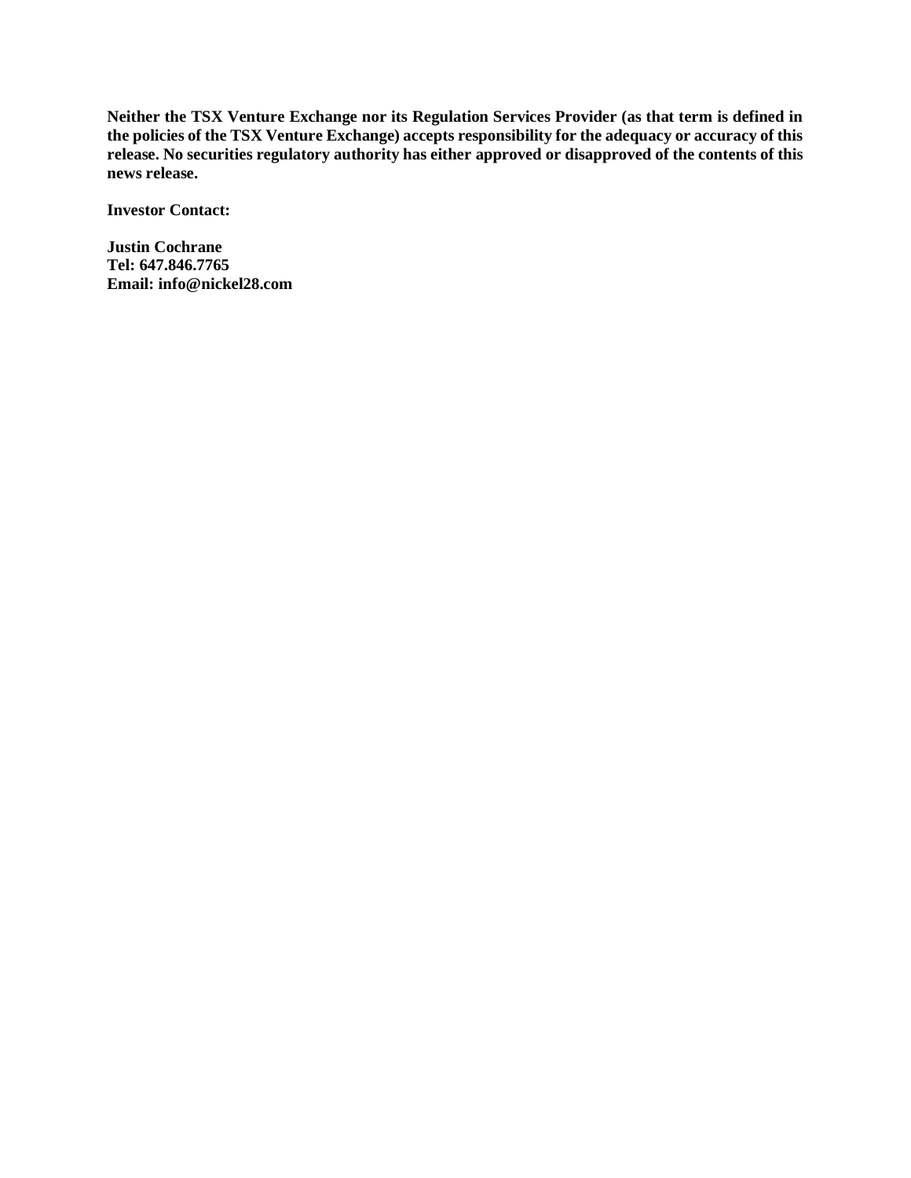**Neither the TSX Venture Exchange nor its Regulation Services Provider (as that term is defined in the policies of the TSX Venture Exchange) accepts responsibility for the adequacy or accuracy of this release. No securities regulatory authority has either approved or disapproved of the contents of this news release.**

**Investor Contact:**

**Justin Cochrane**
**Tel: 647.846.7765**
**Email: info@nickel28.com**